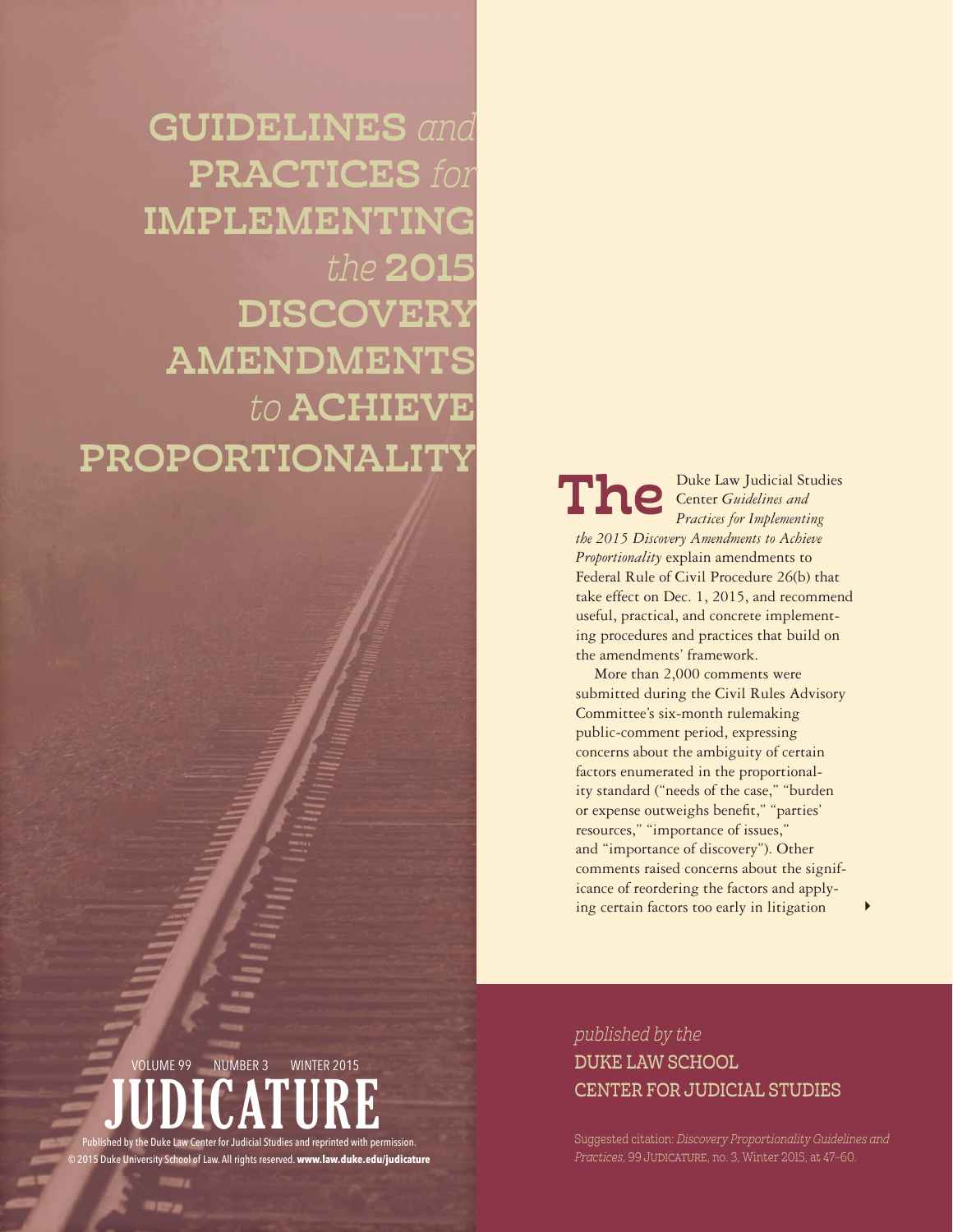# GUIDELINES *and* PRACTICES *for* IMPLEMENTING *the* 2015 DISCOVERY AMENDMENTS *to* ACHIEVE PROPORTIONALITY

VOLUME 99 NUMBER 3 WINTER 2015

JUDICATURE

Published by the Duke Law Center for Judicial Studies and reprinted with permission. © 2015 Duke University School of Law. All rights reserved. **www.law.duke.edu/judicature**

**The** Duke Law Judicial Studies Center *Guidelines and Practices for Implementing the 2015 Discovery Amendments to Achieve Proportionality* explain amendments to Federal Rule of Civil Procedure 26(b) that take effect on Dec. 1, 2015, and recommend useful, practical, and concrete implementing procedures and practices that build on the amendments' framework.

More than 2,000 comments were submitted during the Civil Rules Advisory Committee's six-month rulemaking public-comment period, expressing concerns about the ambiguity of certain factors enumerated in the proportionality standard ("needs of the case," "burden or expense outweighs benefit," "parties' resources," "importance of issues," and "importance of discovery"). Other comments raised concerns about the significance of reordering the factors and applying certain factors too early in litigation

*published by the*
DUKE LAW SCHOOL
CENTER FOR JUDICIAL STUDIES

Suggested citation: *Discovery Proportionality Guidelines and Practices*, 99 JUDICATURE, no. 3, Winter 2015, at 47-60.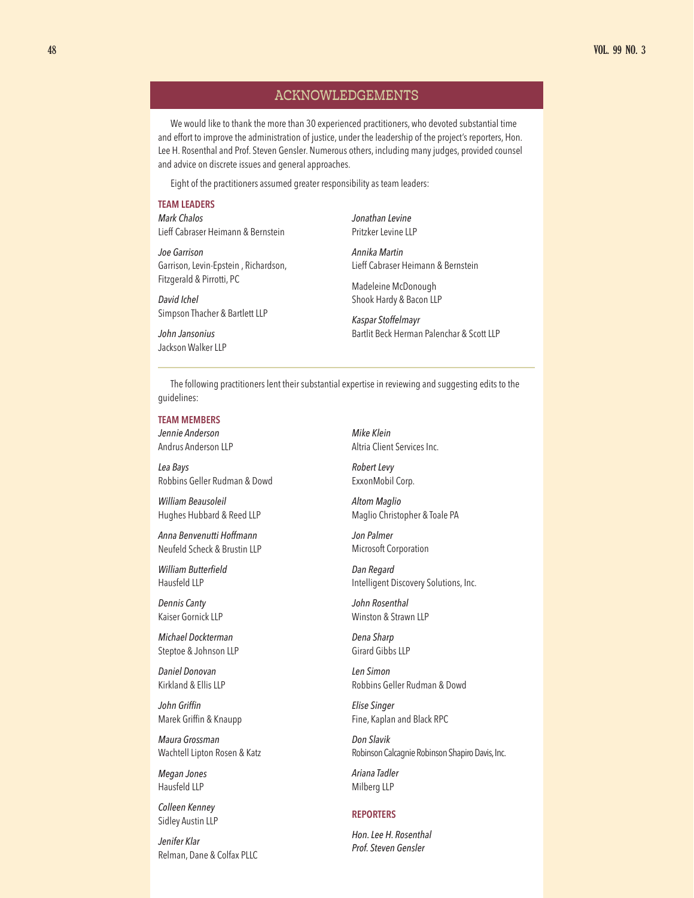## ACKNOWLEDGEMENTS

We would like to thank the more than 30 experienced practitioners, who devoted substantial time and effort to improve the administration of justice, under the leadership of the project's reporters, Hon. Lee H. Rosenthal and Prof. Steven Gensler. Numerous others, including many judges, provided counsel and advice on discrete issues and general approaches.

Eight of the practitioners assumed greater responsibility as team leaders:

### TEAM LEADERS

*Mark Chalos*
Lieff Cabraser Heimann & Bernstein

*Joe Garrison*
Garrison, Levin-Epstein , Richardson, Fitzgerald & Pirrotti, PC

*David Ichel*
Simpson Thacher & Bartlett LLP

*John Jansonius*
Jackson Walker LLP

*Jonathan Levine*
Pritzker Levine LLP

*Annika Martin*
Lieff Cabraser Heimann & Bernstein

Madeleine McDonough
Shook Hardy & Bacon LLP

*Kaspar Stoffelmayr*
Bartlit Beck Herman Palenchar & Scott LLP

---

The following practitioners lent their substantial expertise in reviewing and suggesting edits to the guidelines:

### TEAM MEMBERS

*Jennie Anderson*
Andrus Anderson LLP

*Lea Bays*
Robbins Geller Rudman & Dowd

*William Beausoleil*
Hughes Hubbard & Reed LLP

*Anna Benvenutti Hoffmann*
Neufeld Scheck & Brustin LLP

*William Butterfield*
Hausfeld LLP

*Dennis Canty*
Kaiser Gornick LLP

*Michael Dockterman*
Steptoe & Johnson LLP

*Daniel Donovan*
Kirkland & Ellis LLP

*John Griffin*
Marek Griffin & Knaupp

*Maura Grossman*
Wachtell Lipton Rosen & Katz

*Megan Jones*
Hausfeld LLP

*Colleen Kenney*
Sidley Austin LLP

*Jenifer Klar*
Relman, Dane & Colfax PLLC

*Mike Klein*
Altria Client Services Inc.

*Robert Levy*
ExxonMobil Corp.

*Altom Maglio*
Maglio Christopher & Toale PA

*Jon Palmer*
Microsoft Corporation

*Dan Regard*
Intelligent Discovery Solutions, Inc.

*John Rosenthal*
Winston & Strawn LLP

*Dena Sharp*
Girard Gibbs LLP

*Len Simon*
Robbins Geller Rudman & Dowd

*Elise Singer*
Fine, Kaplan and Black RPC

*Don Slavik*
Robinson Calcagnie Robinson Shapiro Davis, Inc.

*Ariana Tadler*
Milberg LLP

### REPORTERS

*Hon. Lee H. Rosenthal*
*Prof. Steven Gensler*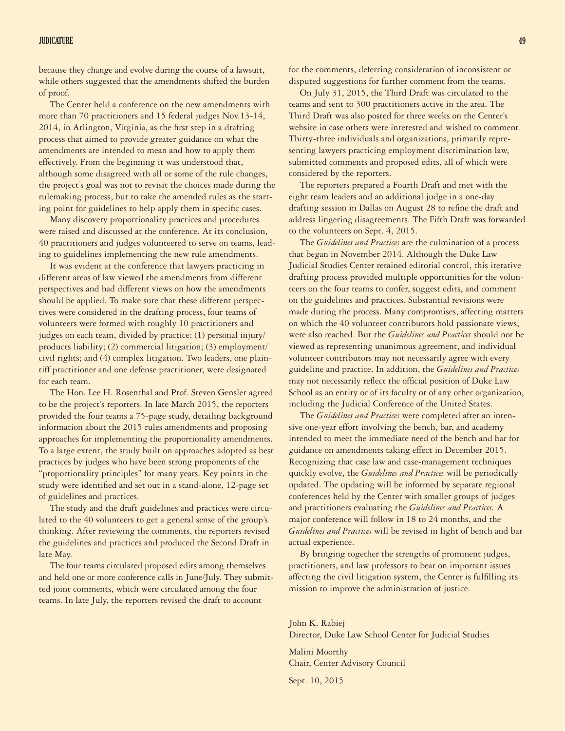because they change and evolve during the course of a lawsuit, while others suggested that the amendments shifted the burden of proof.

The Center held a conference on the new amendments with more than 70 practitioners and 15 federal judges Nov.13-14, 2014, in Arlington, Virginia, as the first step in a drafting process that aimed to provide greater guidance on what the amendments are intended to mean and how to apply them effectively. From the beginning it was understood that, although some disagreed with all or some of the rule changes, the project's goal was not to revisit the choices made during the rulemaking process, but to take the amended rules as the starting point for guidelines to help apply them in specific cases.

Many discovery proportionality practices and procedures were raised and discussed at the conference. At its conclusion, 40 practitioners and judges volunteered to serve on teams, leading to guidelines implementing the new rule amendments.

It was evident at the conference that lawyers practicing in different areas of law viewed the amendments from different perspectives and had different views on how the amendments should be applied. To make sure that these different perspectives were considered in the drafting process, four teams of volunteers were formed with roughly 10 practitioners and judges on each team, divided by practice: (1) personal injury/products liability; (2) commercial litigation; (3) employment/civil rights; and (4) complex litigation. Two leaders, one plaintiff practitioner and one defense practitioner, were designated for each team.

The Hon. Lee H. Rosenthal and Prof. Steven Gensler agreed to be the project's reporters. In late March 2015, the reporters provided the four teams a 75-page study, detailing background information about the 2015 rules amendments and proposing approaches for implementing the proportionality amendments. To a large extent, the study built on approaches adopted as best practices by judges who have been strong proponents of the "proportionality principles" for many years. Key points in the study were identified and set out in a stand-alone, 12-page set of guidelines and practices.

The study and the draft guidelines and practices were circulated to the 40 volunteers to get a general sense of the group's thinking. After reviewing the comments, the reporters revised the guidelines and practices and produced the Second Draft in late May.

The four teams circulated proposed edits among themselves and held one or more conference calls in June/July. They submitted joint comments, which were circulated among the four teams. In late July, the reporters revised the draft to account for the comments, deferring consideration of inconsistent or disputed suggestions for further comment from the teams.

On July 31, 2015, the Third Draft was circulated to the teams and sent to 300 practitioners active in the area. The Third Draft was also posted for three weeks on the Center's website in case others were interested and wished to comment. Thirty-three individuals and organizations, primarily representing lawyers practicing employment discrimination law, submitted comments and proposed edits, all of which were considered by the reporters.

The reporters prepared a Fourth Draft and met with the eight team leaders and an additional judge in a one-day drafting session in Dallas on August 28 to refine the draft and address lingering disagreements. The Fifth Draft was forwarded to the volunteers on Sept. 4, 2015.

The *Guidelines and Practices* are the culmination of a process that began in November 2014. Although the Duke Law Judicial Studies Center retained editorial control, this iterative drafting process provided multiple opportunities for the volunteers on the four teams to confer, suggest edits, and comment on the guidelines and practices. Substantial revisions were made during the process. Many compromises, affecting matters on which the 40 volunteer contributors hold passionate views, were also reached. But the *Guidelines and Practices* should not be viewed as representing unanimous agreement, and individual volunteer contributors may not necessarily agree with every guideline and practice. In addition, the *Guidelines and Practices* may not necessarily reflect the official position of Duke Law School as an entity or of its faculty or of any other organization, including the Judicial Conference of the United States.

The *Guidelines and Practices* were completed after an intensive one-year effort involving the bench, bar, and academy intended to meet the immediate need of the bench and bar for guidance on amendments taking effect in December 2015. Recognizing that case law and case-management techniques quickly evolve, the *Guidelines and Practices* will be periodically updated. The updating will be informed by separate regional conferences held by the Center with smaller groups of judges and practitioners evaluating the *Guidelines and Practices.* A major conference will follow in 18 to 24 months, and the *Guidelines and Practices* will be revised in light of bench and bar actual experience.

By bringing together the strengths of prominent judges, practitioners, and law professors to bear on important issues affecting the civil litigation system, the Center is fulfilling its mission to improve the administration of justice.

John K. Rabiej
Director, Duke Law School Center for Judicial Studies

Malini Moorthy
Chair, Center Advisory Council

Sept. 10, 2015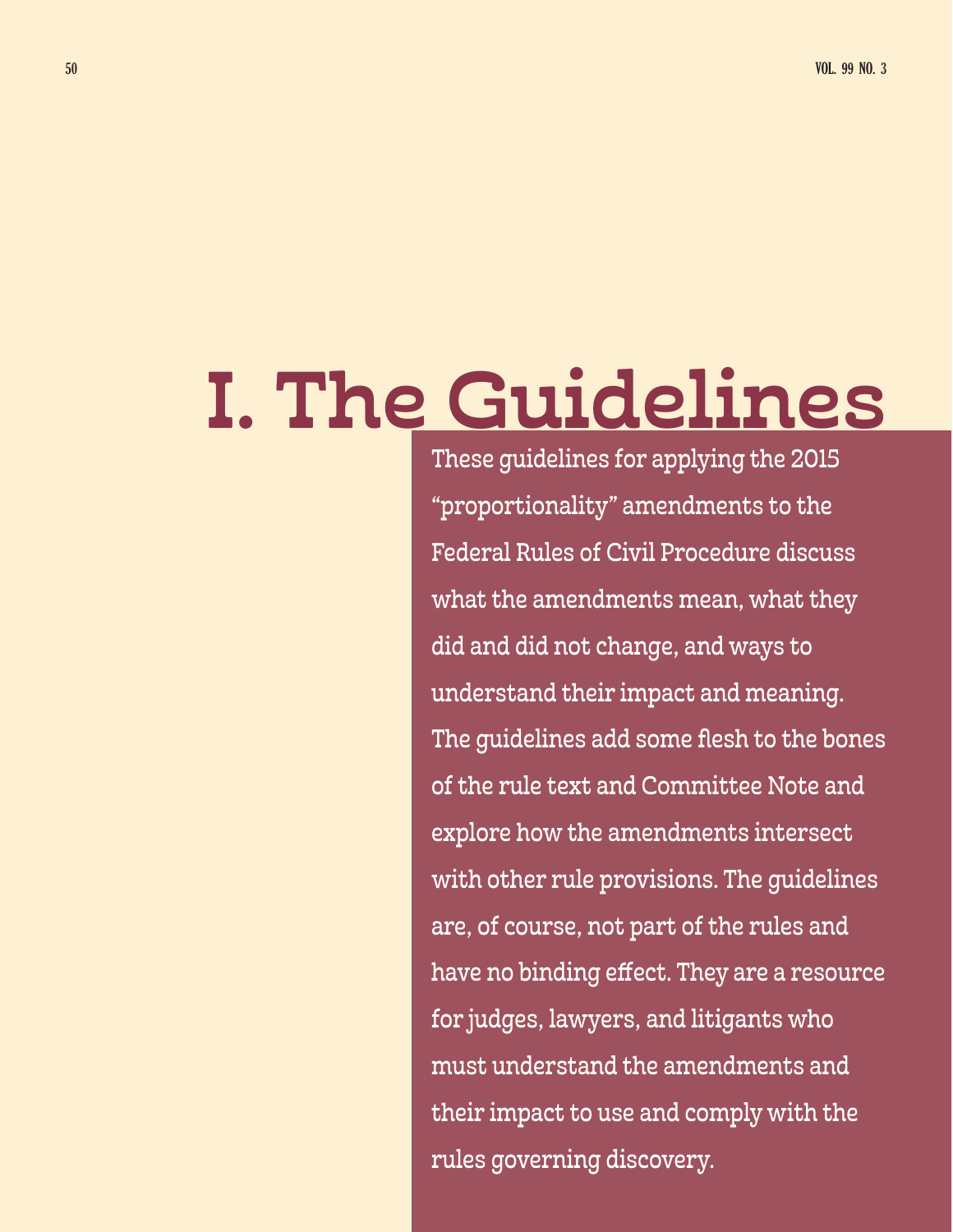# I. The Guidelines

These guidelines for applying the 2015 "proportionality" amendments to the Federal Rules of Civil Procedure discuss what the amendments mean, what they did and did not change, and ways to understand their impact and meaning. The guidelines add some flesh to the bones of the rule text and Committee Note and explore how the amendments intersect with other rule provisions. The guidelines are, of course, not part of the rules and have no binding effect. They are a resource for judges, lawyers, and litigants who must understand the amendments and their impact to use and comply with the rules governing discovery.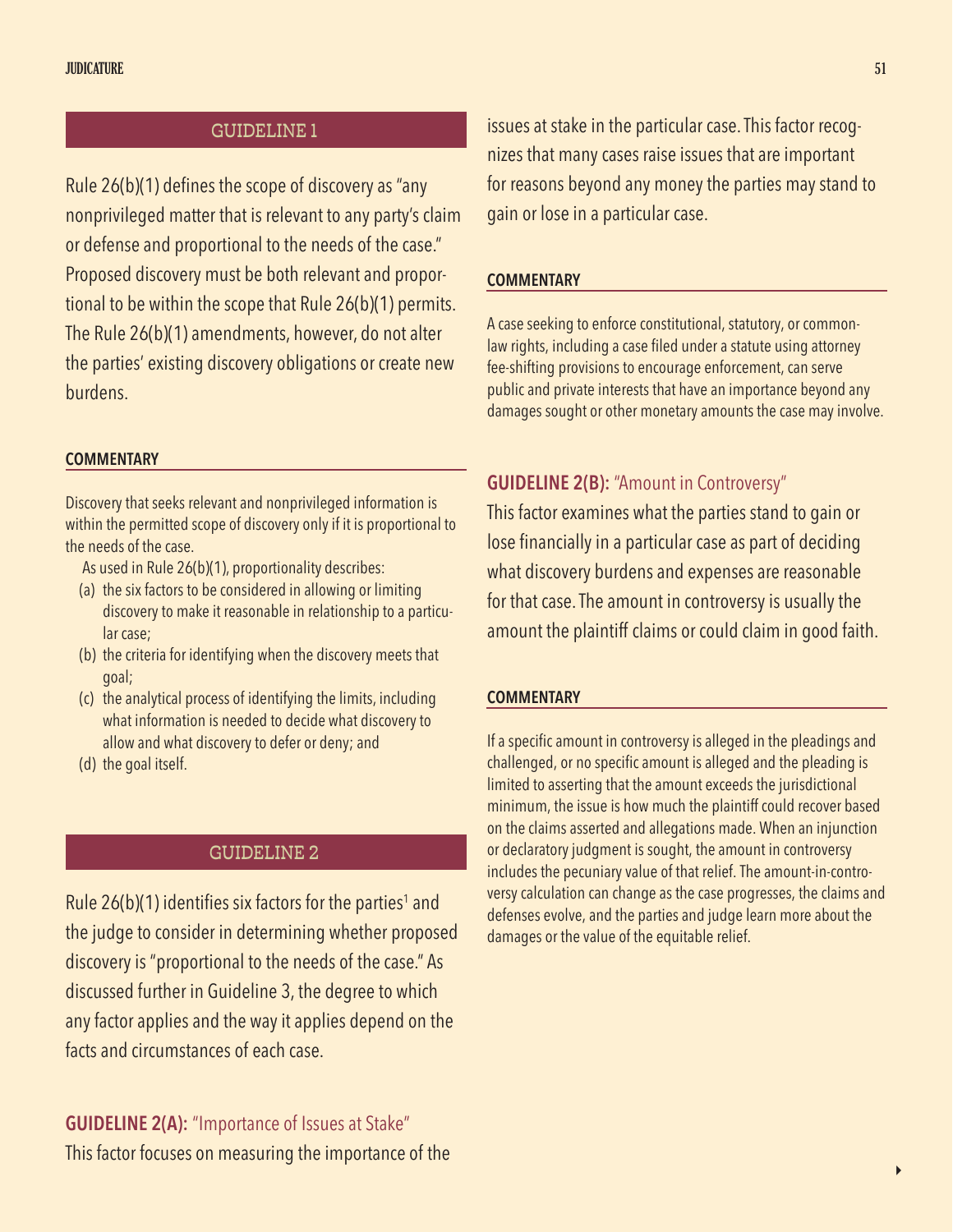## GUIDELINE 1

Rule 26(b)(1) defines the scope of discovery as "any nonprivileged matter that is relevant to any party's claim or defense and proportional to the needs of the case." Proposed discovery must be both relevant and proportional to be within the scope that Rule 26(b)(1) permits. The Rule 26(b)(1) amendments, however, do not alter the parties' existing discovery obligations or create new burdens.

#### COMMENTARY

Discovery that seeks relevant and nonprivileged information is within the permitted scope of discovery only if it is proportional to the needs of the case.

As used in Rule 26(b)(1), proportionality describes:

- (a) the six factors to be considered in allowing or limiting discovery to make it reasonable in relationship to a particular case;
- (b) the criteria for identifying when the discovery meets that goal;
- (c) the analytical process of identifying the limits, including what information is needed to decide what discovery to allow and what discovery to defer or deny; and
- (d) the goal itself.

## GUIDELINE 2

Rule 26(b)(1) identifies six factors for the parties[1] and the judge to consider in determining whether proposed discovery is "proportional to the needs of the case." As discussed further in Guideline 3, the degree to which any factor applies and the way it applies depend on the facts and circumstances of each case.

### GUIDELINE 2(A): "Importance of Issues at Stake"

This factor focuses on measuring the importance of the issues at stake in the particular case. This factor recognizes that many cases raise issues that are important for reasons beyond any money the parties may stand to gain or lose in a particular case.

#### COMMENTARY

A case seeking to enforce constitutional, statutory, or common-law rights, including a case filed under a statute using attorney fee-shifting provisions to encourage enforcement, can serve public and private interests that have an importance beyond any damages sought or other monetary amounts the case may involve.

### GUIDELINE 2(B): "Amount in Controversy"

This factor examines what the parties stand to gain or lose financially in a particular case as part of deciding what discovery burdens and expenses are reasonable for that case. The amount in controversy is usually the amount the plaintiff claims or could claim in good faith.

#### COMMENTARY

If a specific amount in controversy is alleged in the pleadings and challenged, or no specific amount is alleged and the pleading is limited to asserting that the amount exceeds the jurisdictional minimum, the issue is how much the plaintiff could recover based on the claims asserted and allegations made. When an injunction or declaratory judgment is sought, the amount in controversy includes the pecuniary value of that relief. The amount-in-controversy calculation can change as the case progresses, the claims and defenses evolve, and the parties and judge learn more about the damages or the value of the equitable relief.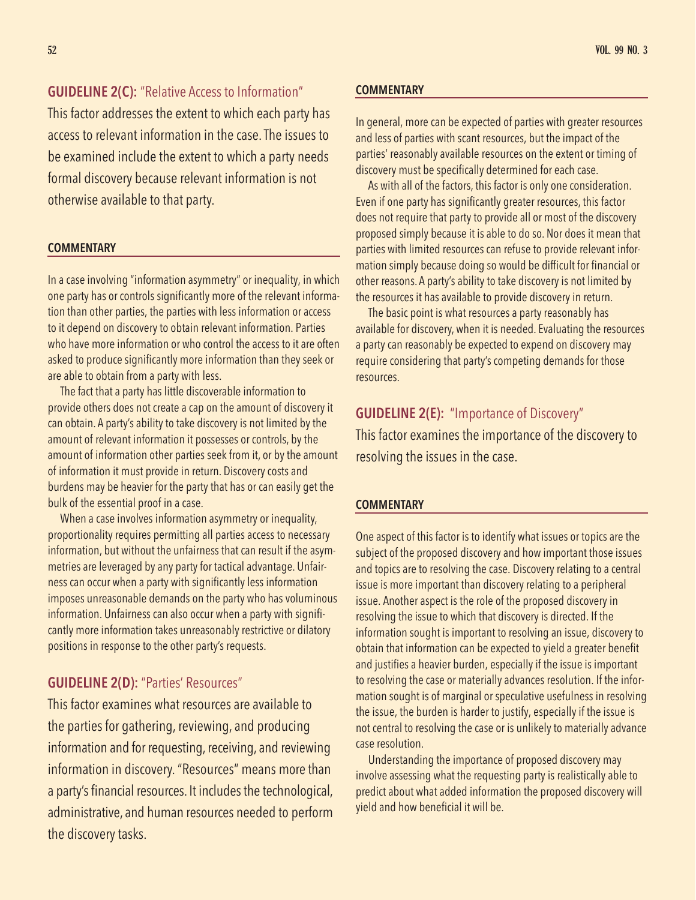## GUIDELINE 2(C): "Relative Access to Information"

This factor addresses the extent to which each party has access to relevant information in the case. The issues to be examined include the extent to which a party needs formal discovery because relevant information is not otherwise available to that party.

#### COMMENTARY

In a case involving "information asymmetry" or inequality, in which one party has or controls significantly more of the relevant information than other parties, the parties with less information or access to it depend on discovery to obtain relevant information. Parties who have more information or who control the access to it are often asked to produce significantly more information than they seek or are able to obtain from a party with less.

The fact that a party has little discoverable information to provide others does not create a cap on the amount of discovery it can obtain. A party's ability to take discovery is not limited by the amount of relevant information it possesses or controls, by the amount of information other parties seek from it, or by the amount of information it must provide in return. Discovery costs and burdens may be heavier for the party that has or can easily get the bulk of the essential proof in a case.

When a case involves information asymmetry or inequality, proportionality requires permitting all parties access to necessary information, but without the unfairness that can result if the asymmetries are leveraged by any party for tactical advantage. Unfairness can occur when a party with significantly less information imposes unreasonable demands on the party who has voluminous information. Unfairness can also occur when a party with significantly more information takes unreasonably restrictive or dilatory positions in response to the other party's requests.

## GUIDELINE 2(D): "Parties' Resources"

This factor examines what resources are available to the parties for gathering, reviewing, and producing information and for requesting, receiving, and reviewing information in discovery. "Resources" means more than a party's financial resources. It includes the technological, administrative, and human resources needed to perform the discovery tasks.

#### COMMENTARY

In general, more can be expected of parties with greater resources and less of parties with scant resources, but the impact of the parties' reasonably available resources on the extent or timing of discovery must be specifically determined for each case.

As with all of the factors, this factor is only one consideration. Even if one party has significantly greater resources, this factor does not require that party to provide all or most of the discovery proposed simply because it is able to do so. Nor does it mean that parties with limited resources can refuse to provide relevant information simply because doing so would be difficult for financial or other reasons. A party's ability to take discovery is not limited by the resources it has available to provide discovery in return.

The basic point is what resources a party reasonably has available for discovery, when it is needed. Evaluating the resources a party can reasonably be expected to expend on discovery may require considering that party's competing demands for those resources.

## GUIDELINE 2(E): "Importance of Discovery"

This factor examines the importance of the discovery to resolving the issues in the case.

#### COMMENTARY

One aspect of this factor is to identify what issues or topics are the subject of the proposed discovery and how important those issues and topics are to resolving the case. Discovery relating to a central issue is more important than discovery relating to a peripheral issue. Another aspect is the role of the proposed discovery in resolving the issue to which that discovery is directed. If the information sought is important to resolving an issue, discovery to obtain that information can be expected to yield a greater benefit and justifies a heavier burden, especially if the issue is important to resolving the case or materially advances resolution. If the information sought is of marginal or speculative usefulness in resolving the issue, the burden is harder to justify, especially if the issue is not central to resolving the case or is unlikely to materially advance case resolution.

Understanding the importance of proposed discovery may involve assessing what the requesting party is realistically able to predict about what added information the proposed discovery will yield and how beneficial it will be.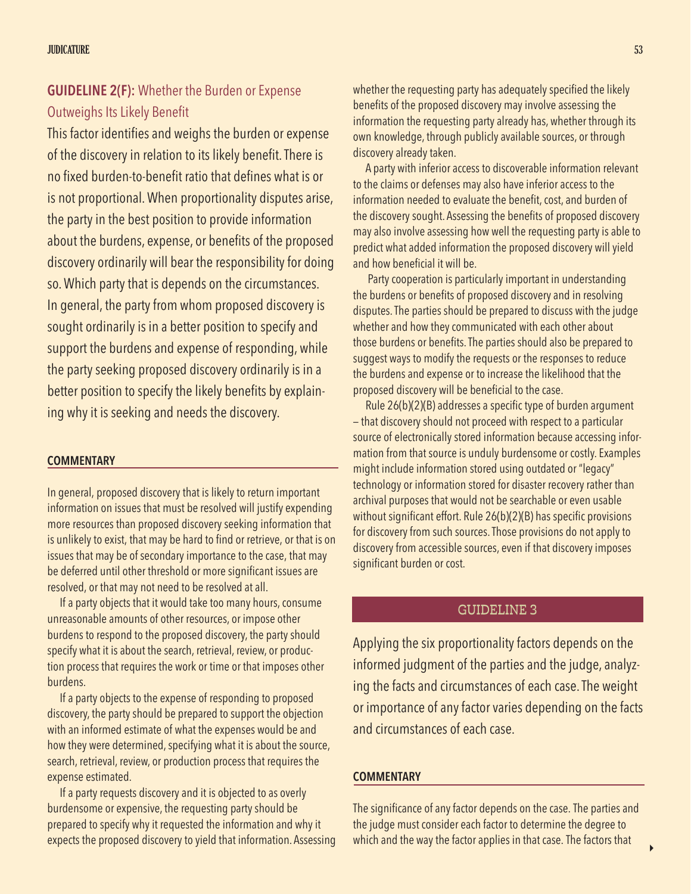## GUIDELINE 2(F): Whether the Burden or Expense Outweighs Its Likely Benefit

This factor identifies and weighs the burden or expense of the discovery in relation to its likely benefit. There is no fixed burden-to-benefit ratio that defines what is or is not proportional. When proportionality disputes arise, the party in the best position to provide information about the burdens, expense, or benefits of the proposed discovery ordinarily will bear the responsibility for doing so. Which party that is depends on the circumstances. In general, the party from whom proposed discovery is sought ordinarily is in a better position to specify and support the burdens and expense of responding, while the party seeking proposed discovery ordinarily is in a better position to specify the likely benefits by explaining why it is seeking and needs the discovery.

### COMMENTARY

In general, proposed discovery that is likely to return important information on issues that must be resolved will justify expending more resources than proposed discovery seeking information that is unlikely to exist, that may be hard to find or retrieve, or that is on issues that may be of secondary importance to the case, that may be deferred until other threshold or more significant issues are resolved, or that may not need to be resolved at all.

If a party objects that it would take too many hours, consume unreasonable amounts of other resources, or impose other burdens to respond to the proposed discovery, the party should specify what it is about the search, retrieval, review, or production process that requires the work or time or that imposes other burdens.

If a party objects to the expense of responding to proposed discovery, the party should be prepared to support the objection with an informed estimate of what the expenses would be and how they were determined, specifying what it is about the source, search, retrieval, review, or production process that requires the expense estimated.

If a party requests discovery and it is objected to as overly burdensome or expensive, the requesting party should be prepared to specify why it requested the information and why it expects the proposed discovery to yield that information. Assessing whether the requesting party has adequately specified the likely benefits of the proposed discovery may involve assessing the information the requesting party already has, whether through its own knowledge, through publicly available sources, or through discovery already taken.

A party with inferior access to discoverable information relevant to the claims or defenses may also have inferior access to the information needed to evaluate the benefit, cost, and burden of the discovery sought. Assessing the benefits of proposed discovery may also involve assessing how well the requesting party is able to predict what added information the proposed discovery will yield and how beneficial it will be.

Party cooperation is particularly important in understanding the burdens or benefits of proposed discovery and in resolving disputes. The parties should be prepared to discuss with the judge whether and how they communicated with each other about those burdens or benefits. The parties should also be prepared to suggest ways to modify the requests or the responses to reduce the burdens and expense or to increase the likelihood that the proposed discovery will be beneficial to the case.

Rule 26(b)(2)(B) addresses a specific type of burden argument — that discovery should not proceed with respect to a particular source of electronically stored information because accessing information from that source is unduly burdensome or costly. Examples might include information stored using outdated or "legacy" technology or information stored for disaster recovery rather than archival purposes that would not be searchable or even usable without significant effort. Rule 26(b)(2)(B) has specific provisions for discovery from such sources. Those provisions do not apply to discovery from accessible sources, even if that discovery imposes significant burden or cost.

## GUIDELINE 3

Applying the six proportionality factors depends on the informed judgment of the parties and the judge, analyzing the facts and circumstances of each case. The weight or importance of any factor varies depending on the facts and circumstances of each case.

### COMMENTARY

The significance of any factor depends on the case. The parties and the judge must consider each factor to determine the degree to which and the way the factor applies in that case. The factors that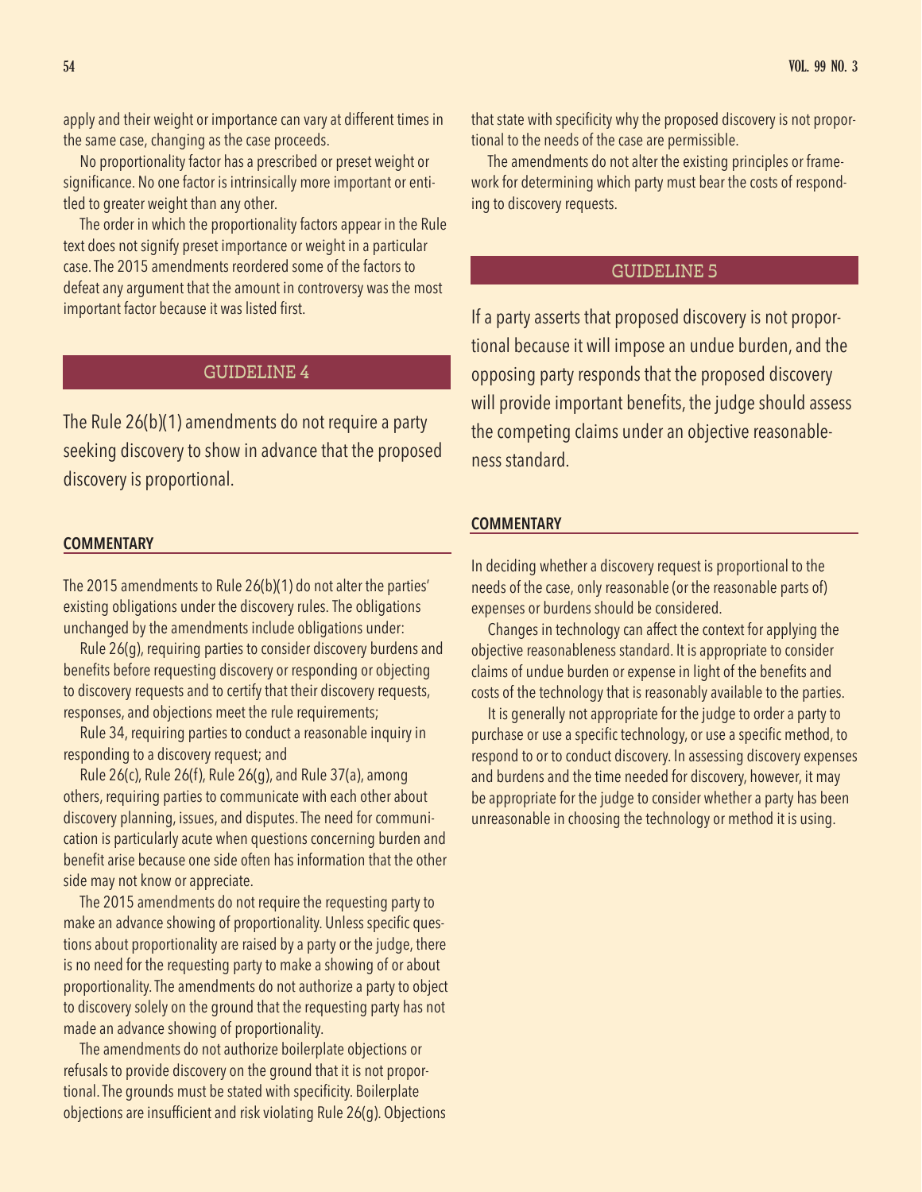apply and their weight or importance can vary at different times in the same case, changing as the case proceeds.

No proportionality factor has a prescribed or preset weight or significance. No one factor is intrinsically more important or entitled to greater weight than any other.

The order in which the proportionality factors appear in the Rule text does not signify preset importance or weight in a particular case. The 2015 amendments reordered some of the factors to defeat any argument that the amount in controversy was the most important factor because it was listed first.

## GUIDELINE 4

The Rule 26(b)(1) amendments do not require a party seeking discovery to show in advance that the proposed discovery is proportional.

### COMMENTARY

The 2015 amendments to Rule 26(b)(1) do not alter the parties' existing obligations under the discovery rules. The obligations unchanged by the amendments include obligations under:

Rule 26(g), requiring parties to consider discovery burdens and benefits before requesting discovery or responding or objecting to discovery requests and to certify that their discovery requests, responses, and objections meet the rule requirements;

Rule 34, requiring parties to conduct a reasonable inquiry in responding to a discovery request; and

Rule 26(c), Rule 26(f), Rule 26(g), and Rule 37(a), among others, requiring parties to communicate with each other about discovery planning, issues, and disputes. The need for communication is particularly acute when questions concerning burden and benefit arise because one side often has information that the other side may not know or appreciate.

The 2015 amendments do not require the requesting party to make an advance showing of proportionality. Unless specific questions about proportionality are raised by a party or the judge, there is no need for the requesting party to make a showing of or about proportionality. The amendments do not authorize a party to object to discovery solely on the ground that the requesting party has not made an advance showing of proportionality.

The amendments do not authorize boilerplate objections or refusals to provide discovery on the ground that it is not proportional. The grounds must be stated with specificity. Boilerplate objections are insufficient and risk violating Rule 26(g). Objections that state with specificity why the proposed discovery is not proportional to the needs of the case are permissible.

The amendments do not alter the existing principles or framework for determining which party must bear the costs of responding to discovery requests.

## GUIDELINE 5

If a party asserts that proposed discovery is not proportional because it will impose an undue burden, and the opposing party responds that the proposed discovery will provide important benefits, the judge should assess the competing claims under an objective reasonableness standard.

### COMMENTARY

In deciding whether a discovery request is proportional to the needs of the case, only reasonable (or the reasonable parts of) expenses or burdens should be considered.

Changes in technology can affect the context for applying the objective reasonableness standard. It is appropriate to consider claims of undue burden or expense in light of the benefits and costs of the technology that is reasonably available to the parties.

It is generally not appropriate for the judge to order a party to purchase or use a specific technology, or use a specific method, to respond to or to conduct discovery. In assessing discovery expenses and burdens and the time needed for discovery, however, it may be appropriate for the judge to consider whether a party has been unreasonable in choosing the technology or method it is using.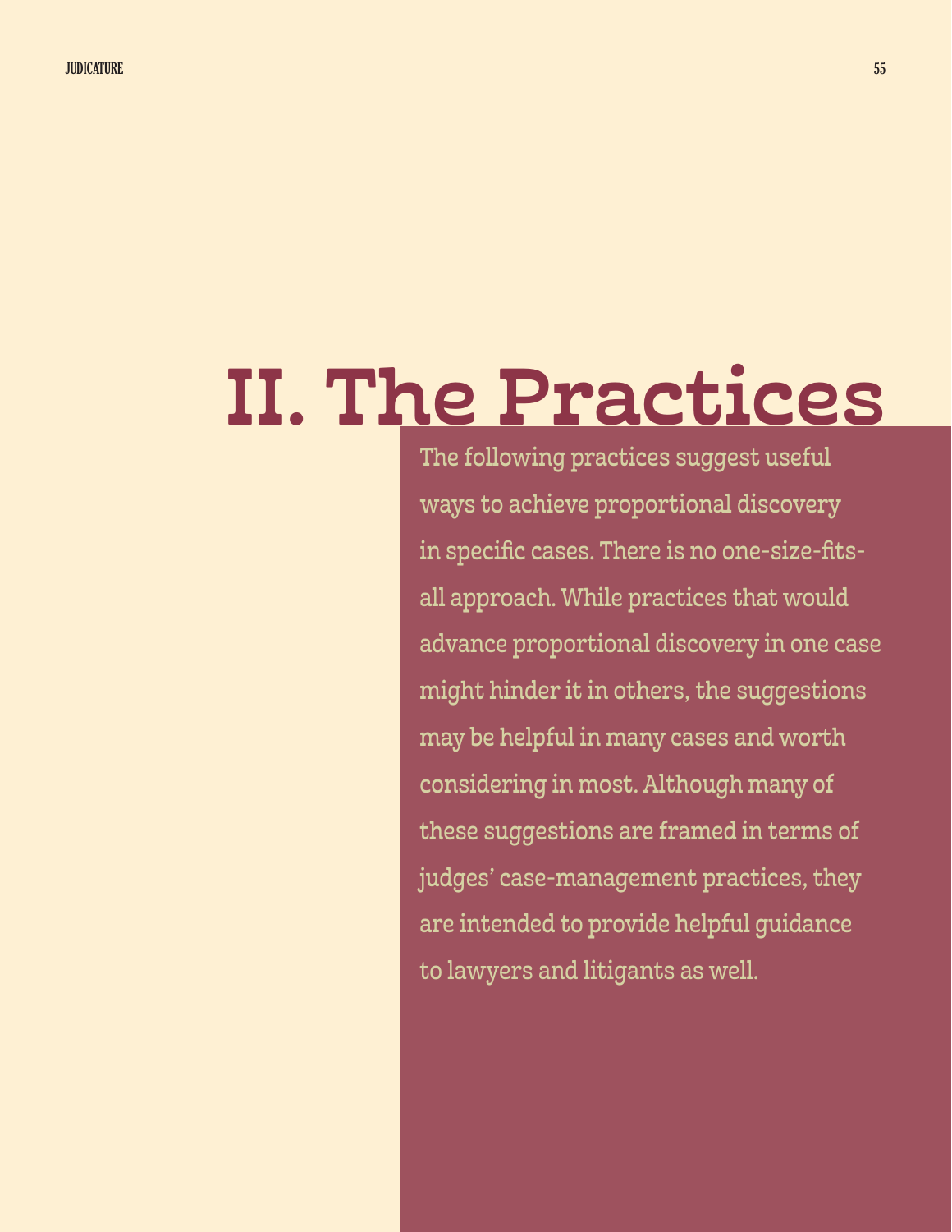# II. The Practices

The following practices suggest useful ways to achieve proportional discovery in specific cases. There is no one-size-fits-all approach. While practices that would advance proportional discovery in one case might hinder it in others, the suggestions may be helpful in many cases and worth considering in most. Although many of these suggestions are framed in terms of judges' case-management practices, they are intended to provide helpful guidance to lawyers and litigants as well.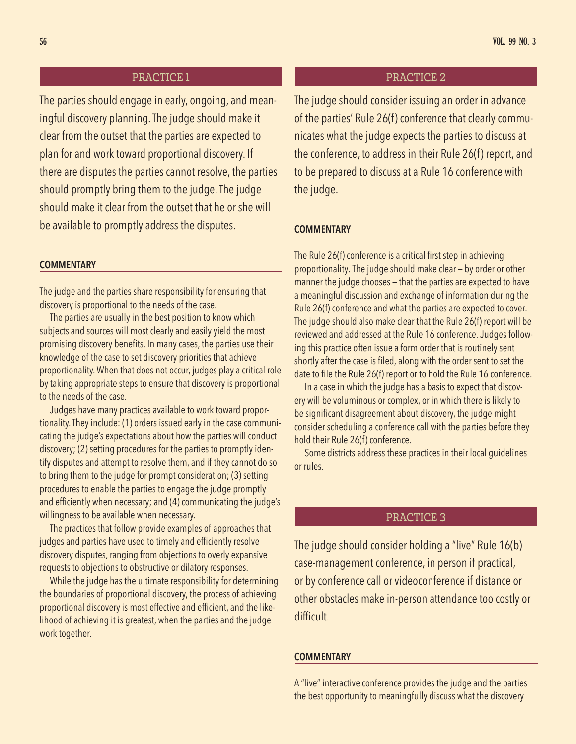## PRACTICE 1

The parties should engage in early, ongoing, and meaningful discovery planning. The judge should make it clear from the outset that the parties are expected to plan for and work toward proportional discovery. If there are disputes the parties cannot resolve, the parties should promptly bring them to the judge. The judge should make it clear from the outset that he or she will be available to promptly address the disputes.

### COMMENTARY

The judge and the parties share responsibility for ensuring that discovery is proportional to the needs of the case.

The parties are usually in the best position to know which subjects and sources will most clearly and easily yield the most promising discovery benefits. In many cases, the parties use their knowledge of the case to set discovery priorities that achieve proportionality. When that does not occur, judges play a critical role by taking appropriate steps to ensure that discovery is proportional to the needs of the case.

Judges have many practices available to work toward proportionality. They include: (1) orders issued early in the case communicating the judge's expectations about how the parties will conduct discovery; (2) setting procedures for the parties to promptly identify disputes and attempt to resolve them, and if they cannot do so to bring them to the judge for prompt consideration; (3) setting procedures to enable the parties to engage the judge promptly and efficiently when necessary; and (4) communicating the judge's willingness to be available when necessary.

The practices that follow provide examples of approaches that judges and parties have used to timely and efficiently resolve discovery disputes, ranging from objections to overly expansive requests to objections to obstructive or dilatory responses.

While the judge has the ultimate responsibility for determining the boundaries of proportional discovery, the process of achieving proportional discovery is most effective and efficient, and the likelihood of achieving it is greatest, when the parties and the judge work together.

## PRACTICE 2

The judge should consider issuing an order in advance of the parties' Rule 26(f) conference that clearly communicates what the judge expects the parties to discuss at the conference, to address in their Rule 26(f) report, and to be prepared to discuss at a Rule 16 conference with the judge.

### COMMENTARY

The Rule 26(f) conference is a critical first step in achieving proportionality. The judge should make clear – by order or other manner the judge chooses – that the parties are expected to have a meaningful discussion and exchange of information during the Rule 26(f) conference and what the parties are expected to cover. The judge should also make clear that the Rule 26(f) report will be reviewed and addressed at the Rule 16 conference. Judges following this practice often issue a form order that is routinely sent shortly after the case is filed, along with the order sent to set the date to file the Rule 26(f) report or to hold the Rule 16 conference.

In a case in which the judge has a basis to expect that discovery will be voluminous or complex, or in which there is likely to be significant disagreement about discovery, the judge might consider scheduling a conference call with the parties before they hold their Rule 26(f) conference.

Some districts address these practices in their local guidelines or rules.

## PRACTICE 3

The judge should consider holding a "live" Rule 16(b) case-management conference, in person if practical, or by conference call or videoconference if distance or other obstacles make in-person attendance too costly or difficult.

### COMMENTARY

A "live" interactive conference provides the judge and the parties the best opportunity to meaningfully discuss what the discovery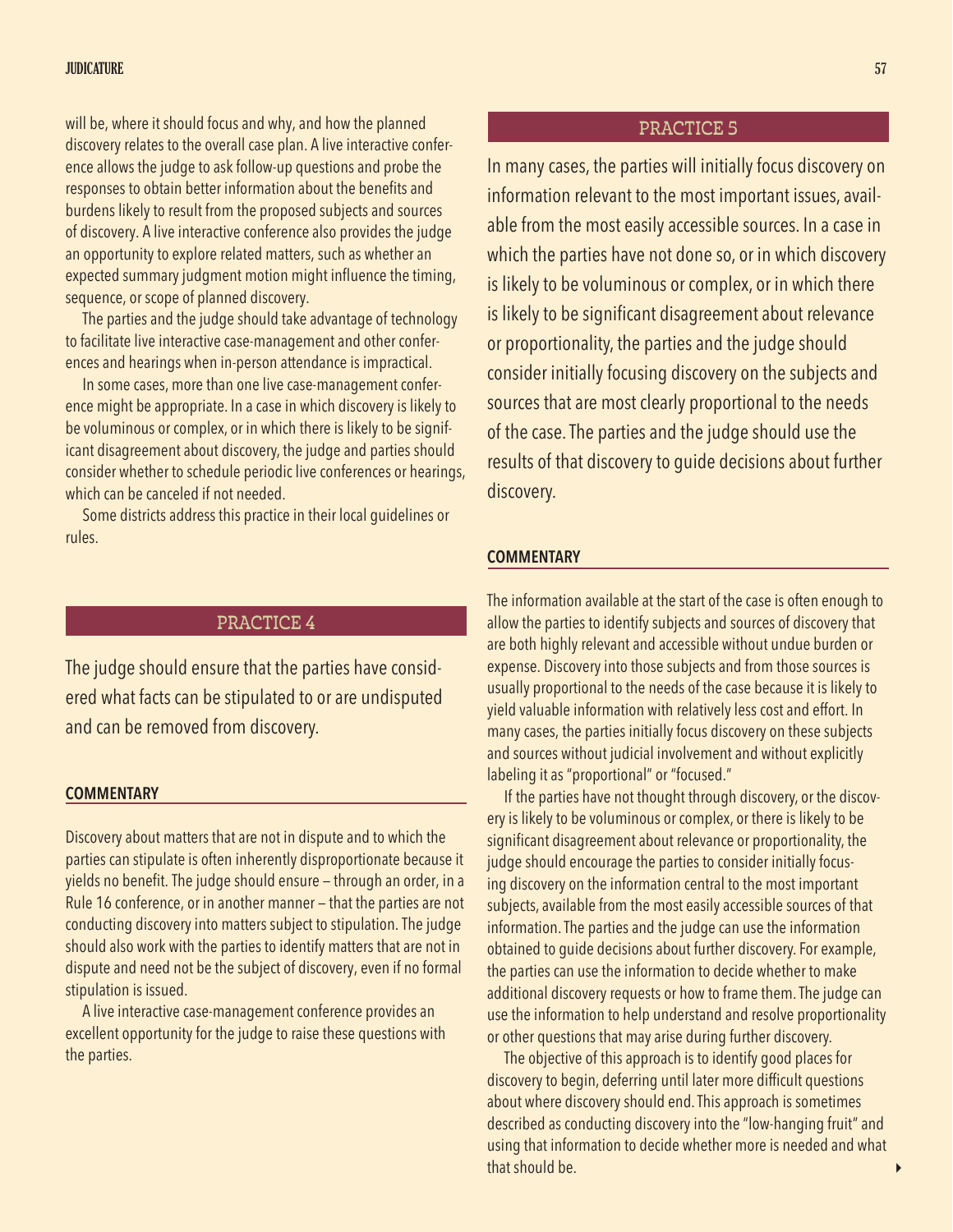will be, where it should focus and why, and how the planned discovery relates to the overall case plan. A live interactive conference allows the judge to ask follow-up questions and probe the responses to obtain better information about the benefits and burdens likely to result from the proposed subjects and sources of discovery. A live interactive conference also provides the judge an opportunity to explore related matters, such as whether an expected summary judgment motion might influence the timing, sequence, or scope of planned discovery.

The parties and the judge should take advantage of technology to facilitate live interactive case-management and other conferences and hearings when in-person attendance is impractical.

In some cases, more than one live case-management conference might be appropriate. In a case in which discovery is likely to be voluminous or complex, or in which there is likely to be significant disagreement about discovery, the judge and parties should consider whether to schedule periodic live conferences or hearings, which can be canceled if not needed.

Some districts address this practice in their local guidelines or rules.

## PRACTICE 4

The judge should ensure that the parties have considered what facts can be stipulated to or are undisputed and can be removed from discovery.

### COMMENTARY

Discovery about matters that are not in dispute and to which the parties can stipulate is often inherently disproportionate because it yields no benefit. The judge should ensure — through an order, in a Rule 16 conference, or in another manner — that the parties are not conducting discovery into matters subject to stipulation. The judge should also work with the parties to identify matters that are not in dispute and need not be the subject of discovery, even if no formal stipulation is issued.

A live interactive case-management conference provides an excellent opportunity for the judge to raise these questions with the parties.

## PRACTICE 5

In many cases, the parties will initially focus discovery on information relevant to the most important issues, available from the most easily accessible sources. In a case in which the parties have not done so, or in which discovery is likely to be voluminous or complex, or in which there is likely to be significant disagreement about relevance or proportionality, the parties and the judge should consider initially focusing discovery on the subjects and sources that are most clearly proportional to the needs of the case. The parties and the judge should use the results of that discovery to guide decisions about further discovery.

### COMMENTARY

The information available at the start of the case is often enough to allow the parties to identify subjects and sources of discovery that are both highly relevant and accessible without undue burden or expense. Discovery into those subjects and from those sources is usually proportional to the needs of the case because it is likely to yield valuable information with relatively less cost and effort. In many cases, the parties initially focus discovery on these subjects and sources without judicial involvement and without explicitly labeling it as "proportional" or "focused."

If the parties have not thought through discovery, or the discovery is likely to be voluminous or complex, or there is likely to be significant disagreement about relevance or proportionality, the judge should encourage the parties to consider initially focusing discovery on the information central to the most important subjects, available from the most easily accessible sources of that information. The parties and the judge can use the information obtained to guide decisions about further discovery. For example, the parties can use the information to decide whether to make additional discovery requests or how to frame them. The judge can use the information to help understand and resolve proportionality or other questions that may arise during further discovery.

The objective of this approach is to identify good places for discovery to begin, deferring until later more difficult questions about where discovery should end. This approach is sometimes described as conducting discovery into the "low-hanging fruit" and using that information to decide whether more is needed and what that should be.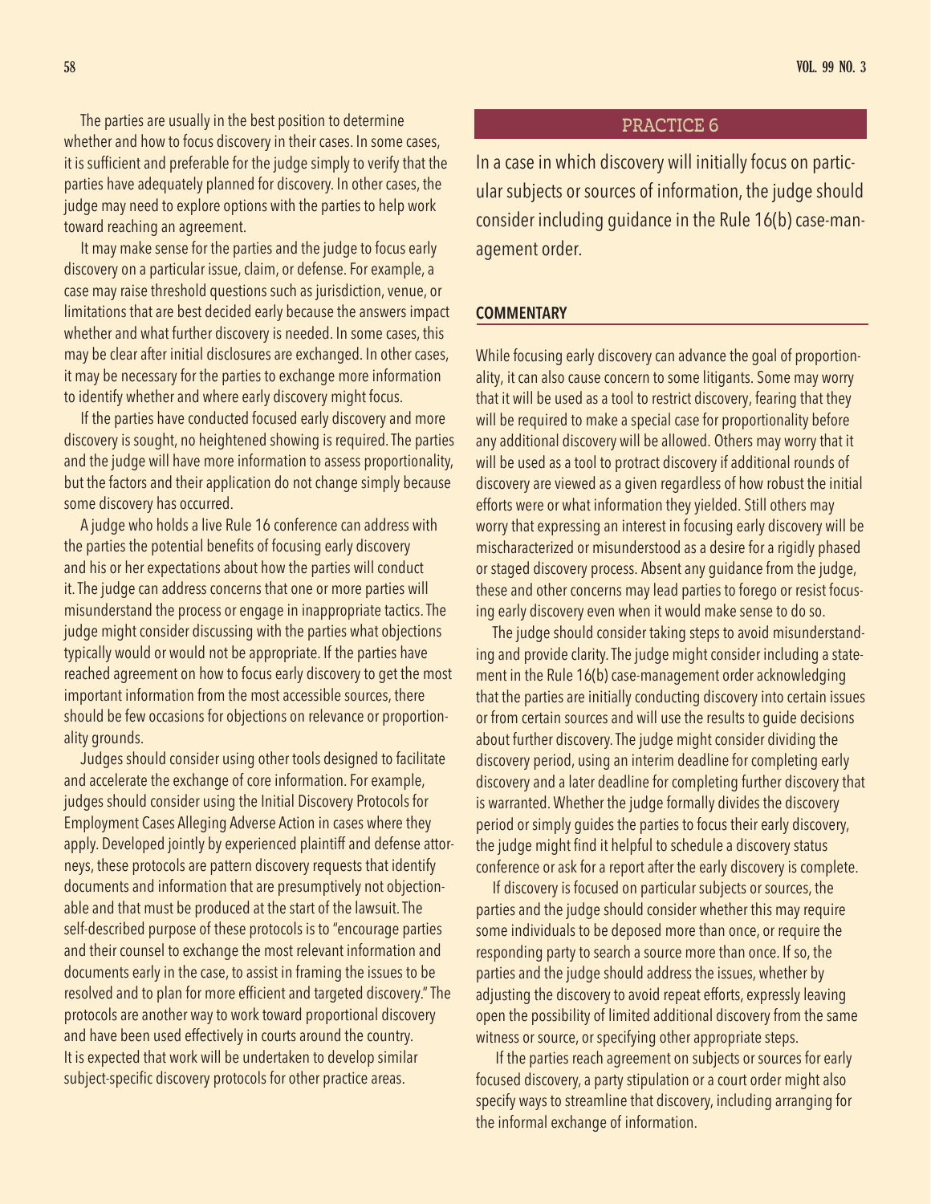The parties are usually in the best position to determine whether and how to focus discovery in their cases. In some cases, it is sufficient and preferable for the judge simply to verify that the parties have adequately planned for discovery. In other cases, the judge may need to explore options with the parties to help work toward reaching an agreement.

It may make sense for the parties and the judge to focus early discovery on a particular issue, claim, or defense. For example, a case may raise threshold questions such as jurisdiction, venue, or limitations that are best decided early because the answers impact whether and what further discovery is needed. In some cases, this may be clear after initial disclosures are exchanged. In other cases, it may be necessary for the parties to exchange more information to identify whether and where early discovery might focus.

If the parties have conducted focused early discovery and more discovery is sought, no heightened showing is required. The parties and the judge will have more information to assess proportionality, but the factors and their application do not change simply because some discovery has occurred.

A judge who holds a live Rule 16 conference can address with the parties the potential benefits of focusing early discovery and his or her expectations about how the parties will conduct it. The judge can address concerns that one or more parties will misunderstand the process or engage in inappropriate tactics. The judge might consider discussing with the parties what objections typically would or would not be appropriate. If the parties have reached agreement on how to focus early discovery to get the most important information from the most accessible sources, there should be few occasions for objections on relevance or proportionality grounds.

Judges should consider using other tools designed to facilitate and accelerate the exchange of core information. For example, judges should consider using the Initial Discovery Protocols for Employment Cases Alleging Adverse Action in cases where they apply. Developed jointly by experienced plaintiff and defense attorneys, these protocols are pattern discovery requests that identify documents and information that are presumptively not objectionable and that must be produced at the start of the lawsuit. The self-described purpose of these protocols is to "encourage parties and their counsel to exchange the most relevant information and documents early in the case, to assist in framing the issues to be resolved and to plan for more efficient and targeted discovery." The protocols are another way to work toward proportional discovery and have been used effectively in courts around the country. It is expected that work will be undertaken to develop similar subject-specific discovery protocols for other practice areas.

## PRACTICE 6

In a case in which discovery will initially focus on particular subjects or sources of information, the judge should consider including guidance in the Rule 16(b) case-management order.

### COMMENTARY

While focusing early discovery can advance the goal of proportionality, it can also cause concern to some litigants. Some may worry that it will be used as a tool to restrict discovery, fearing that they will be required to make a special case for proportionality before any additional discovery will be allowed. Others may worry that it will be used as a tool to protract discovery if additional rounds of discovery are viewed as a given regardless of how robust the initial efforts were or what information they yielded. Still others may worry that expressing an interest in focusing early discovery will be mischaracterized or misunderstood as a desire for a rigidly phased or staged discovery process. Absent any guidance from the judge, these and other concerns may lead parties to forego or resist focusing early discovery even when it would make sense to do so.

The judge should consider taking steps to avoid misunderstanding and provide clarity. The judge might consider including a statement in the Rule 16(b) case-management order acknowledging that the parties are initially conducting discovery into certain issues or from certain sources and will use the results to guide decisions about further discovery. The judge might consider dividing the discovery period, using an interim deadline for completing early discovery and a later deadline for completing further discovery that is warranted. Whether the judge formally divides the discovery period or simply guides the parties to focus their early discovery, the judge might find it helpful to schedule a discovery status conference or ask for a report after the early discovery is complete.

If discovery is focused on particular subjects or sources, the parties and the judge should consider whether this may require some individuals to be deposed more than once, or require the responding party to search a source more than once. If so, the parties and the judge should address the issues, whether by adjusting the discovery to avoid repeat efforts, expressly leaving open the possibility of limited additional discovery from the same witness or source, or specifying other appropriate steps.

If the parties reach agreement on subjects or sources for early focused discovery, a party stipulation or a court order might also specify ways to streamline that discovery, including arranging for the informal exchange of information.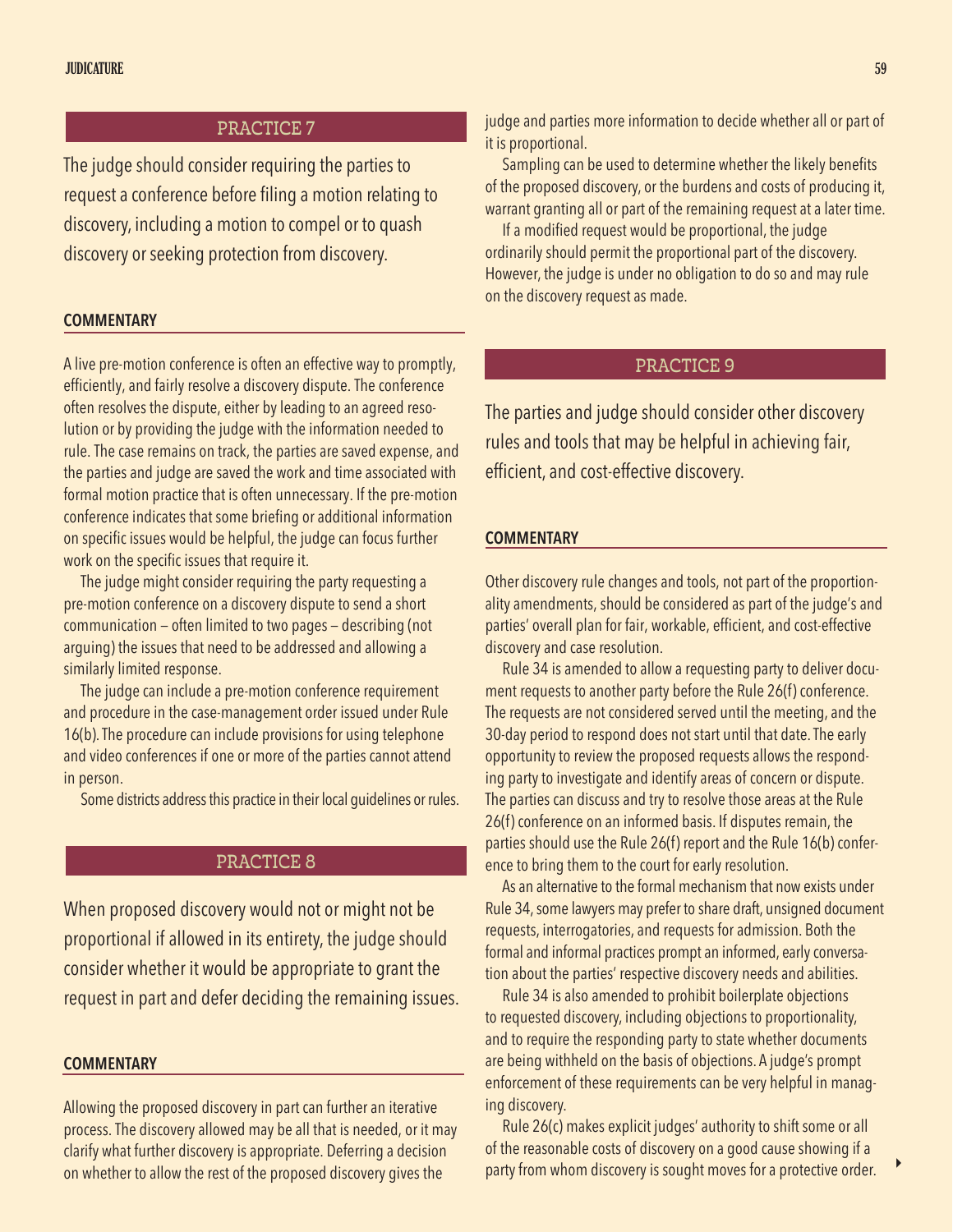## PRACTICE 7

The judge should consider requiring the parties to request a conference before filing a motion relating to discovery, including a motion to compel or to quash discovery or seeking protection from discovery.

### COMMENTARY

A live pre-motion conference is often an effective way to promptly, efficiently, and fairly resolve a discovery dispute. The conference often resolves the dispute, either by leading to an agreed resolution or by providing the judge with the information needed to rule. The case remains on track, the parties are saved expense, and the parties and judge are saved the work and time associated with formal motion practice that is often unnecessary. If the pre-motion conference indicates that some briefing or additional information on specific issues would be helpful, the judge can focus further work on the specific issues that require it.

The judge might consider requiring the party requesting a pre-motion conference on a discovery dispute to send a short communication — often limited to two pages — describing (not arguing) the issues that need to be addressed and allowing a similarly limited response.

The judge can include a pre-motion conference requirement and procedure in the case-management order issued under Rule 16(b). The procedure can include provisions for using telephone and video conferences if one or more of the parties cannot attend in person.

Some districts address this practice in their local guidelines or rules.

## PRACTICE 8

When proposed discovery would not or might not be proportional if allowed in its entirety, the judge should consider whether it would be appropriate to grant the request in part and defer deciding the remaining issues.

### COMMENTARY

Allowing the proposed discovery in part can further an iterative process. The discovery allowed may be all that is needed, or it may clarify what further discovery is appropriate. Deferring a decision on whether to allow the rest of the proposed discovery gives the judge and parties more information to decide whether all or part of it is proportional.

Sampling can be used to determine whether the likely benefits of the proposed discovery, or the burdens and costs of producing it, warrant granting all or part of the remaining request at a later time.

If a modified request would be proportional, the judge ordinarily should permit the proportional part of the discovery. However, the judge is under no obligation to do so and may rule on the discovery request as made.

## PRACTICE 9

The parties and judge should consider other discovery rules and tools that may be helpful in achieving fair, efficient, and cost-effective discovery.

### COMMENTARY

Other discovery rule changes and tools, not part of the proportionality amendments, should be considered as part of the judge's and parties' overall plan for fair, workable, efficient, and cost-effective discovery and case resolution.

Rule 34 is amended to allow a requesting party to deliver document requests to another party before the Rule 26(f) conference. The requests are not considered served until the meeting, and the 30-day period to respond does not start until that date. The early opportunity to review the proposed requests allows the responding party to investigate and identify areas of concern or dispute. The parties can discuss and try to resolve those areas at the Rule 26(f) conference on an informed basis. If disputes remain, the parties should use the Rule 26(f) report and the Rule 16(b) conference to bring them to the court for early resolution.

As an alternative to the formal mechanism that now exists under Rule 34, some lawyers may prefer to share draft, unsigned document requests, interrogatories, and requests for admission. Both the formal and informal practices prompt an informed, early conversation about the parties' respective discovery needs and abilities.

Rule 34 is also amended to prohibit boilerplate objections to requested discovery, including objections to proportionality, and to require the responding party to state whether documents are being withheld on the basis of objections. A judge's prompt enforcement of these requirements can be very helpful in managing discovery.

Rule 26(c) makes explicit judges' authority to shift some or all of the reasonable costs of discovery on a good cause showing if a party from whom discovery is sought moves for a protective order.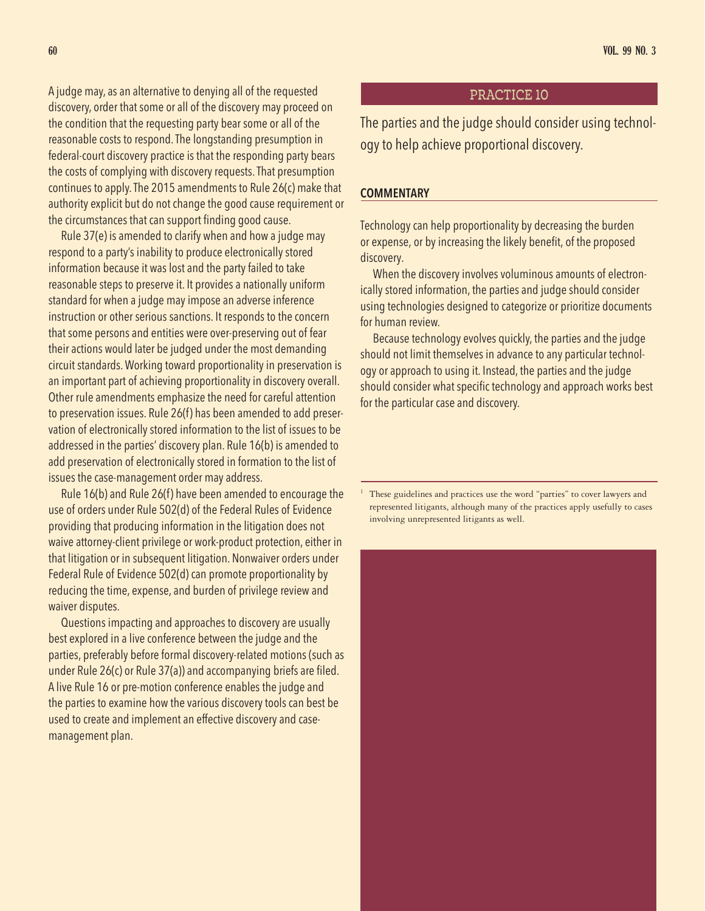A judge may, as an alternative to denying all of the requested discovery, order that some or all of the discovery may proceed on the condition that the requesting party bear some or all of the reasonable costs to respond. The longstanding presumption in federal-court discovery practice is that the responding party bears the costs of complying with discovery requests. That presumption continues to apply. The 2015 amendments to Rule 26(c) make that authority explicit but do not change the good cause requirement or the circumstances that can support finding good cause.

Rule 37(e) is amended to clarify when and how a judge may respond to a party's inability to produce electronically stored information because it was lost and the party failed to take reasonable steps to preserve it. It provides a nationally uniform standard for when a judge may impose an adverse inference instruction or other serious sanctions. It responds to the concern that some persons and entities were over-preserving out of fear their actions would later be judged under the most demanding circuit standards. Working toward proportionality in preservation is an important part of achieving proportionality in discovery overall. Other rule amendments emphasize the need for careful attention to preservation issues. Rule 26(f) has been amended to add preservation of electronically stored information to the list of issues to be addressed in the parties' discovery plan. Rule 16(b) is amended to add preservation of electronically stored in formation to the list of issues the case-management order may address.

Rule 16(b) and Rule 26(f) have been amended to encourage the use of orders under Rule 502(d) of the Federal Rules of Evidence providing that producing information in the litigation does not waive attorney-client privilege or work-product protection, either in that litigation or in subsequent litigation. Nonwaiver orders under Federal Rule of Evidence 502(d) can promote proportionality by reducing the time, expense, and burden of privilege review and waiver disputes.

Questions impacting and approaches to discovery are usually best explored in a live conference between the judge and the parties, preferably before formal discovery-related motions (such as under Rule 26(c) or Rule 37(a)) and accompanying briefs are filed. A live Rule 16 or pre-motion conference enables the judge and the parties to examine how the various discovery tools can best be used to create and implement an effective discovery and case-management plan.

## PRACTICE 10

The parties and the judge should consider using technology to help achieve proportional discovery.

### COMMENTARY

Technology can help proportionality by decreasing the burden or expense, or by increasing the likely benefit, of the proposed discovery.

When the discovery involves voluminous amounts of electronically stored information, the parties and judge should consider using technologies designed to categorize or prioritize documents for human review.

Because technology evolves quickly, the parties and the judge should not limit themselves in advance to any particular technology or approach to using it. Instead, the parties and the judge should consider what specific technology and approach works best for the particular case and discovery.

---

[1] These guidelines and practices use the word "parties" to cover lawyers and represented litigants, although many of the practices apply usefully to cases involving unrepresented litigants as well.